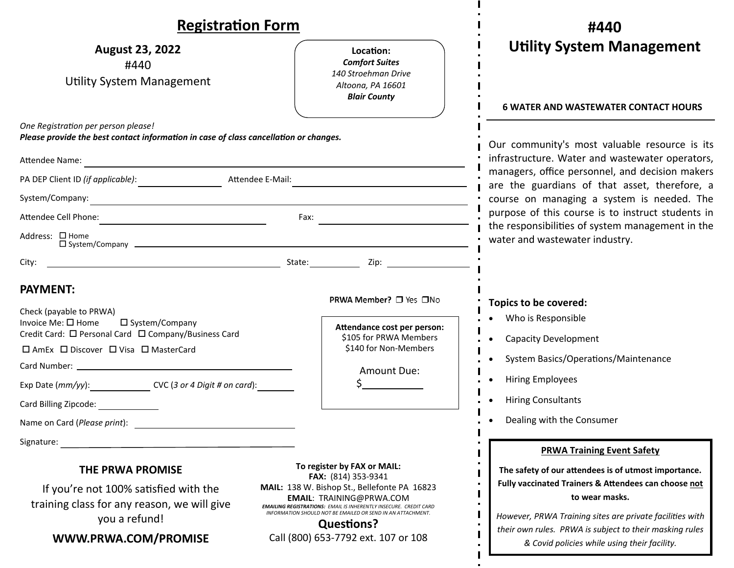# Registration Form

**August 23, 2022**
#440
Utility System Management

**Location:**
***Comfort Suites***
*140 Stroehman Drive*
*Altoona, PA 16601*
***Blair County***

*One Registration per person please!*
***Please provide the best contact information in case of class cancellation or changes.***

Attendee Name: ____________________

PA DEP Client ID *(if applicable)*: ____________ Attendee E-Mail: ____________________

System/Company: ____________________

Attendee Cell Phone: ____________________ Fax: ____________________

Address: ☐ Home ☐ System/Company ____________________

City: ____________________ State: ________ Zip: ____________

## PAYMENT:

**PRWA Member?** ☐ Yes ☐No

Check (payable to PRWA)
Invoice Me: ☐ Home ☐ System/Company
Credit Card: ☐ Personal Card ☐ Company/Business Card
☐ AmEx ☐ Discover ☐ Visa ☐ MasterCard

Card Number: ____________________

Exp Date (*mm/yy*): ____________ CVC (*3 or 4 Digit # on card*): ________

Card Billing Zipcode: ____________

Name on Card (*Please print*): ____________________

Signature: ____________________

**Attendance cost per person:**
$105 for PRWA Members
$140 for Non-Members

Amount Due:
$__________

### THE PRWA PROMISE

If you're not 100% satisfied with the training class for any reason, we will give you a refund!

**WWW.PRWA.COM/PROMISE**

**To register by FAX or MAIL:**
**FAX:** (814) 353-9341
**MAIL:** 138 W. Bishop St., Bellefonte PA 16823
**EMAIL**: TRAINING@PRWA.COM
***EMAILING REGISTRATIONS:** EMAIL IS INHERENTLY INSECURE. CREDIT CARD INFORMATION SHOULD NOT BE EMAILED OR SEND IN AN ATTACHMENT.*

**Questions?**
Call (800) 653-7792 ext. 107 or 108

# #440 Utility System Management

**6 WATER AND WASTEWATER CONTACT HOURS**

Our community's most valuable resource is its infrastructure. Water and wastewater operators, managers, office personnel, and decision makers are the guardians of that asset, therefore, a course on managing a system is needed. The purpose of this course is to instruct students in the responsibilities of system management in the water and wastewater industry.

**Topics to be covered:**

- Who is Responsible
- Capacity Development
- System Basics/Operations/Maintenance
- Hiring Employees
- Hiring Consultants
- Dealing with the Consumer

**PRWA Training Event Safety**

**The safety of our attendees is of utmost importance. Fully vaccinated Trainers & Attendees can choose not to wear masks.**

*However, PRWA Training sites are private facilities with their own rules. PRWA is subject to their masking rules & Covid policies while using their facility.*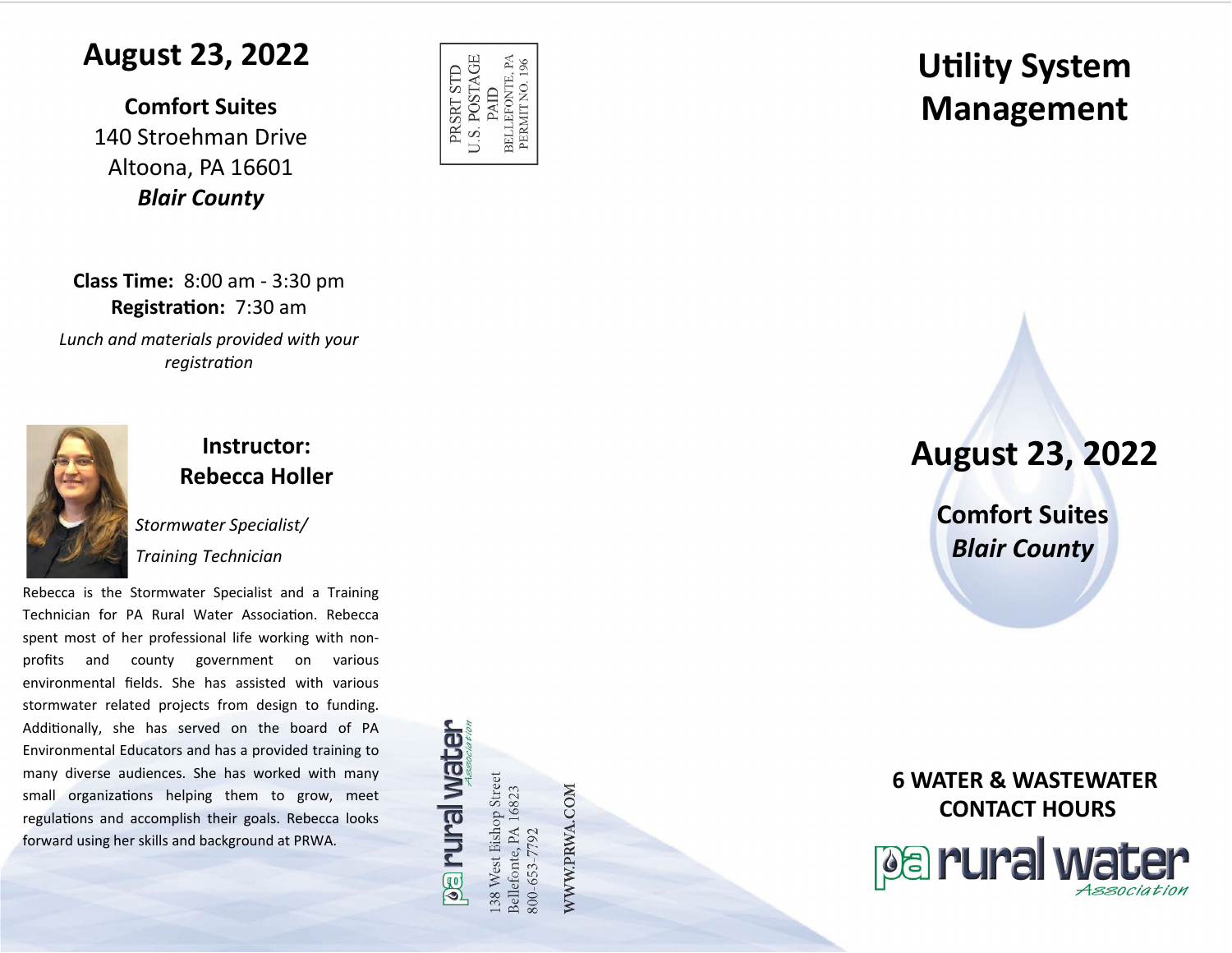# August 23, 2022

**Comfort Suites**
140 Stroehman Drive
Altoona, PA 16601
***Blair County***

**Class Time:** 8:00 am - 3:30 pm
**Registration:** 7:30 am

*Lunch and materials provided with your registration*

## Instructor: Rebecca Holler

*Stormwater Specialist/*

*Training Technician*

Rebecca is the Stormwater Specialist and a Training Technician for PA Rural Water Association. Rebecca spent most of her professional life working with non-profits and county government on various environmental fields. She has assisted with various stormwater related projects from design to funding. Additionally, she has served on the board of PA Environmental Educators and has a provided training to many diverse audiences. She has worked with many small organizations helping them to grow, meet regulations and accomplish their goals. Rebecca looks forward using her skills and background at PRWA.

PRSRT STD
U.S. POSTAGE
PAID
BELLEFONTE, PA
PERMIT NO. 196

pa rural water Association
138 West Bishop Street
Bellefonte, PA 16823
800-653-7792

WWW.PRWA.COM

# Utility System Management

## August 23, 2022

**Comfort Suites**
***Blair County***

**6 WATER & WASTEWATER CONTACT HOURS**

pa rural water Association